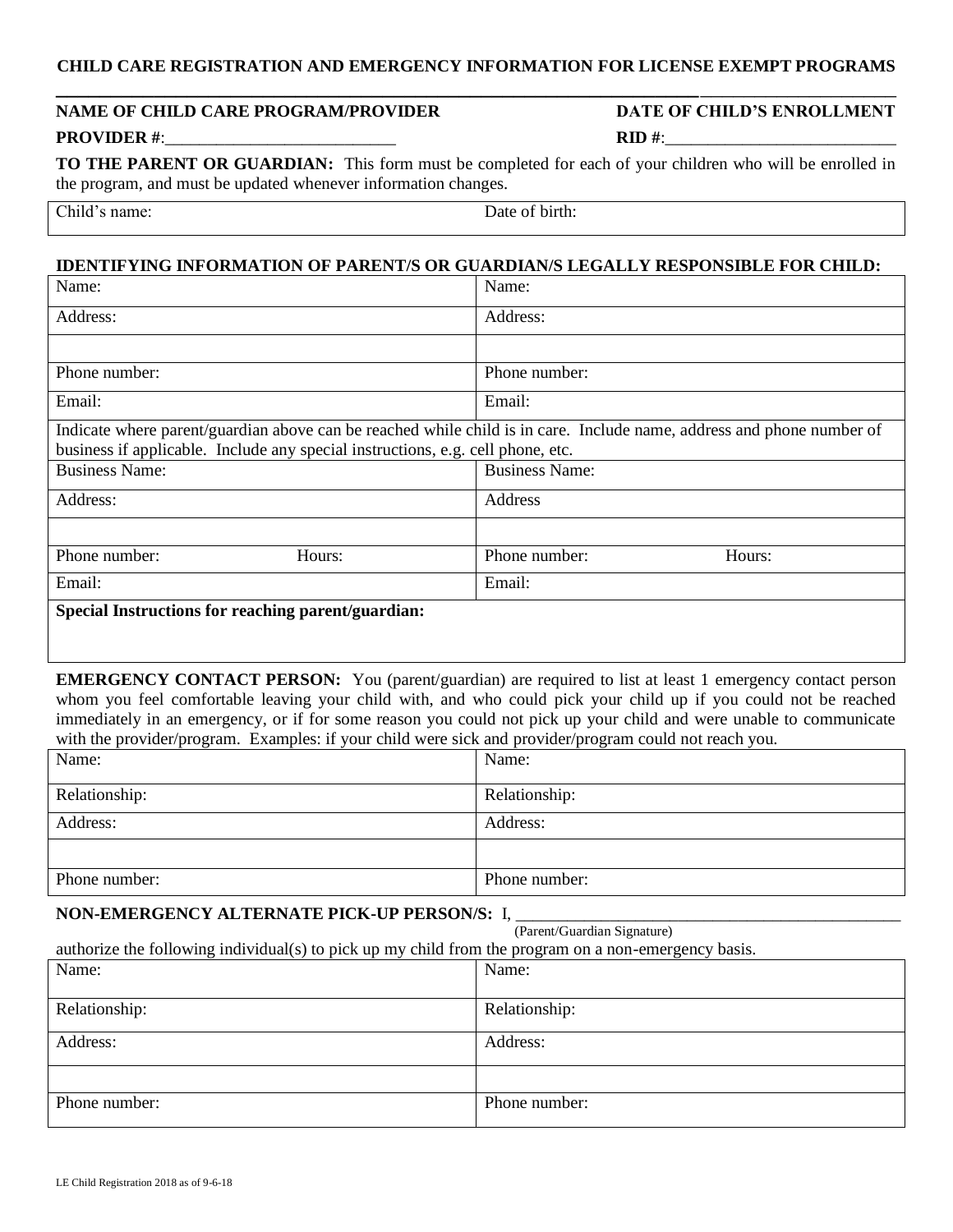## CHILD CARE REGISTRATION AND EMERGENCY INFORMATION FOR LICENSE EXEMPT PROGRAMS

**NAME OF CHILD CARE PROGRAM/PROVIDER** **DATE OF CHILD'S ENROLLMENT**

**PROVIDER #**:___________________________ **RID #**:___________________________

**TO THE PARENT OR GUARDIAN:** This form must be completed for each of your children who will be enrolled in the program, and must be updated whenever information changes.

| Child's name: | Date of birth: |
|---|---|

**IDENTIFYING INFORMATION OF PARENT/S OR GUARDIAN/S LEGALLY RESPONSIBLE FOR CHILD:**

| Name: | Name: |
|---|---|
| Address: | Address: |
| | |
| Phone number: | Phone number: |
| Email: | Email: |
| Indicate where parent/guardian above can be reached while child is in care. Include name, address and phone number of business if applicable. Include any special instructions, e.g. cell phone, etc. | |
| Business Name: | Business Name: |
| Address: | Address |
| | |
| Phone number: Hours: | Phone number: Hours: |
| Email: | Email: |
| **Special Instructions for reaching parent/guardian:** | |

**EMERGENCY CONTACT PERSON:** You (parent/guardian) are required to list at least 1 emergency contact person whom you feel comfortable leaving your child with, and who could pick your child up if you could not be reached immediately in an emergency, or if for some reason you could not pick up your child and were unable to communicate with the provider/program. Examples: if your child were sick and provider/program could not reach you.

| Name: | Name: |
|---|---|
| Relationship: | Relationship: |
| Address: | Address: |
| | |
| Phone number: | Phone number: |

**NON-EMERGENCY ALTERNATE PICK-UP PERSON/S:** I, ______________________________________________
(Parent/Guardian Signature)

authorize the following individual(s) to pick up my child from the program on a non-emergency basis.

| Name: | Name: |
|---|---|
| Relationship: | Relationship: |
| Address: | Address: |
| | |
| Phone number: | Phone number: |

LE Child Registration 2018 as of 9-6-18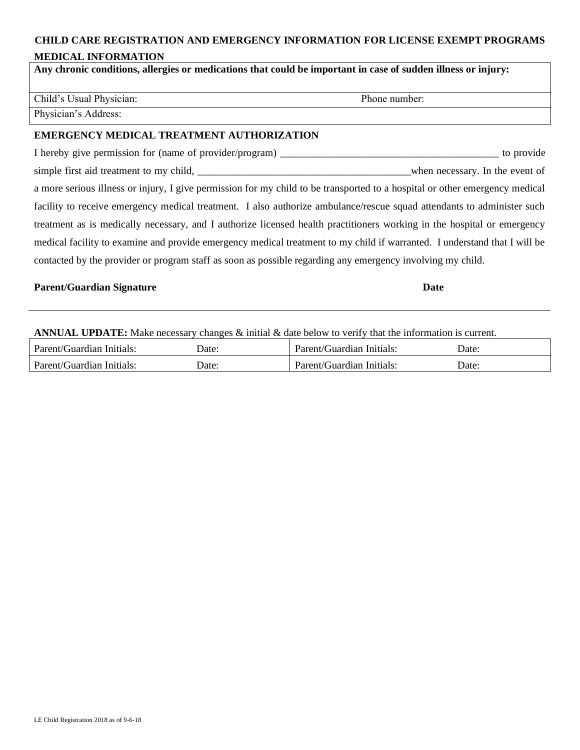## CHILD CARE REGISTRATION AND EMERGENCY INFORMATION FOR LICENSE EXEMPT PROGRAMS

### MEDICAL INFORMATION

| | |
|---|---|
| **Any chronic conditions, allergies or medications that could be important in case of sudden illness or injury:** | |
| Child's Usual Physician: | Phone number: |
| Physician's Address: | |

### EMERGENCY MEDICAL TREATMENT AUTHORIZATION

I hereby give permission for (name of provider/program) ___________________________________________ to provide simple first aid treatment to my child, _________________________________________when necessary. In the event of a more serious illness or injury, I give permission for my child to be transported to a hospital or other emergency medical facility to receive emergency medical treatment. I also authorize ambulance/rescue squad attendants to administer such treatment as is medically necessary, and I authorize licensed health practitioners working in the hospital or emergency medical facility to examine and provide emergency medical treatment to my child if warranted. I understand that I will be contacted by the provider or program staff as soon as possible regarding any emergency involving my child.

**Parent/Guardian Signature** **Date**

---

**ANNUAL UPDATE:** Make necessary changes & initial & date below to verify that the information is current.

| | | | |
|---|---|---|---|
| Parent/Guardian Initials: | Date: | Parent/Guardian Initials: | Date: |
| Parent/Guardian Initials: | Date: | Parent/Guardian Initials: | Date: |

LE Child Registration 2018 as of 9-6-18